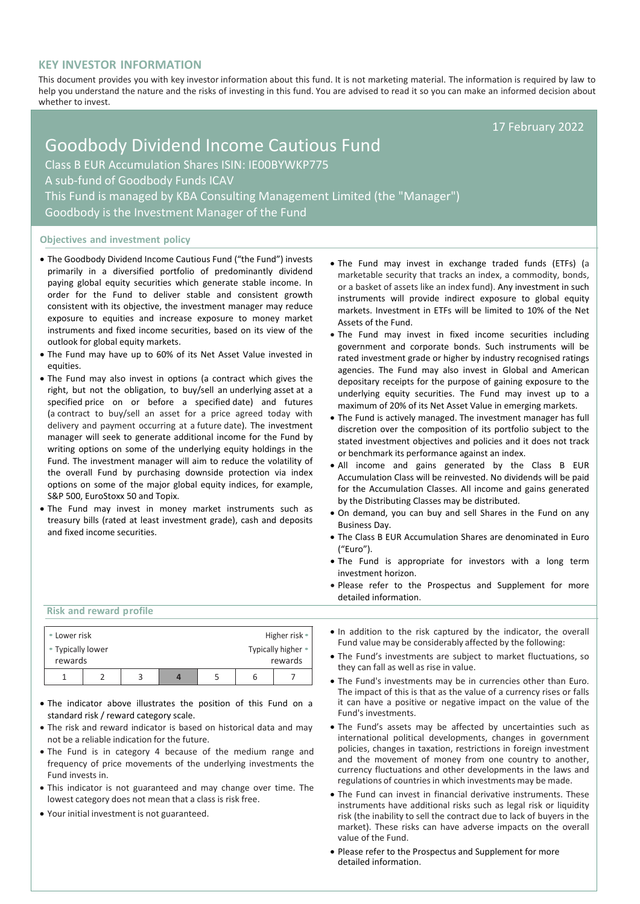## KEY INVESTOR INFORMATION

This document provides you with key investor information about this fund. It is not marketing material. The information is required by law to help you understand the nature and the risks of investing in this fund. You are advised to read it so you can make an informed decision about whether to invest.

17 February 2022

# Goodbody Dividend Income Cautious Fund

Class B EUR Accumulation Shares ISIN: IE00BYWKP775

A sub-fund of Goodbody Funds ICAV

This Fund is managed by KBA Consulting Management Limited (the "Manager")

Goodbody is the Investment Manager of the Fund

### Objectives and investment policy

- The Goodbody Dividend Income Cautious Fund ("the Fund") invests primarily in a diversified portfolio of predominantly dividend paying global equity securities which generate stable income. In order for the Fund to deliver stable and consistent growth consistent with its objective, the investment manager may reduce exposure to equities and increase exposure to money market instruments and fixed income securities, based on its view of the outlook for global equity markets.
- The Fund may have up to 60% of its Net Asset Value invested in equities.
- The Fund may also invest in options (a contract which gives the right, but not the obligation, to buy/sell an underlying asset at a specified price on or before a specified date) and futures (a contract to buy/sell an asset for a price agreed today with delivery and payment occurring at a future date). The investment manager will seek to generate additional income for the Fund by writing options on some of the underlying equity holdings in the Fund. The investment manager will aim to reduce the volatility of the overall Fund by purchasing downside protection via index options on some of the major global equity indices, for example, S&P 500, EuroStoxx 50 and Topix.
- The Fund may invest in money market instruments such as treasury bills (rated at least investment grade), cash and deposits and fixed income securities.
- The Fund may invest in exchange traded funds (ETFs) (a marketable security that tracks an index, a commodity, bonds, or a basket of assets like an index fund). Any investment in such instruments will provide indirect exposure to global equity markets. Investment in ETFs will be limited to 10% of the Net Assets of the Fund.
- The Fund may invest in fixed income securities including government and corporate bonds. Such instruments will be rated investment grade or higher by industry recognised ratings agencies. The Fund may also invest in Global and American depositary receipts for the purpose of gaining exposure to the underlying equity securities. The Fund may invest up to a maximum of 20% of its Net Asset Value in emerging markets.
- The Fund is actively managed. The investment manager has full discretion over the composition of its portfolio subject to the stated investment objectives and policies and it does not track or benchmark its performance against an index.
- All income and gains generated by the Class B EUR Accumulation Class will be reinvested. No dividends will be paid for the Accumulation Classes. All income and gains generated by the Distributing Classes may be distributed.
- On demand, you can buy and sell Shares in the Fund on any Business Day.
- The Class B EUR Accumulation Shares are denominated in Euro ("Euro").
- The Fund is appropriate for investors with a long term investment horizon.
- Please refer to the Prospectus and Supplement for more detailed information.

### Risk and reward profile

| Lower risk<br>Typically lower rewards | | | | | | Higher risk<br>Typically higher rewards |
|---|---|---|---|---|---|---|
| 1 | 2 | 3 | **4** | 5 | 6 | 7 |

- The indicator above illustrates the position of this Fund on a standard risk / reward category scale.
- The risk and reward indicator is based on historical data and may not be a reliable indication for the future.
- The Fund is in category 4 because of the medium range and frequency of price movements of the underlying investments the Fund invests in.
- This indicator is not guaranteed and may change over time. The lowest category does not mean that a class is risk free.
- Your initial investment is not guaranteed.
- In addition to the risk captured by the indicator, the overall Fund value may be considerably affected by the following:
- The Fund's investments are subject to market fluctuations, so they can fall as well as rise in value.
- The Fund's investments may be in currencies other than Euro. The impact of this is that as the value of a currency rises or falls it can have a positive or negative impact on the value of the Fund's investments.
- The Fund's assets may be affected by uncertainties such as international political developments, changes in government policies, changes in taxation, restrictions in foreign investment and the movement of money from one country to another, currency fluctuations and other developments in the laws and regulations of countries in which investments may be made.
- The Fund can invest in financial derivative instruments. These instruments have additional risks such as legal risk or liquidity risk (the inability to sell the contract due to lack of buyers in the market). These risks can have adverse impacts on the overall value of the Fund.
- Please refer to the Prospectus and Supplement for more detailed information.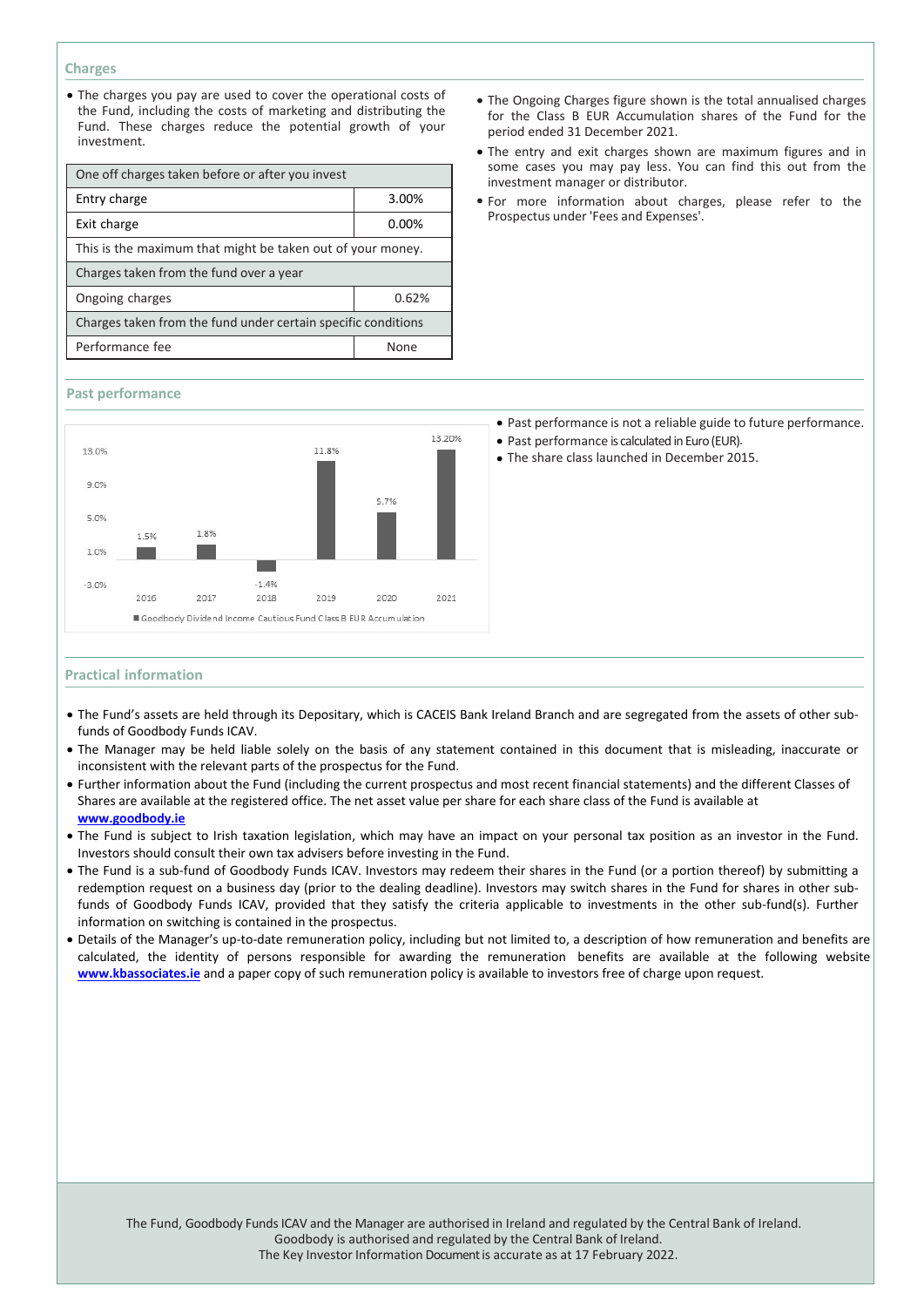## Charges

- The charges you pay are used to cover the operational costs of the Fund, including the costs of marketing and distributing the Fund. These charges reduce the potential growth of your investment.

| | |
|---|---|
| One off charges taken before or after you invest | |
| Entry charge | 3.00% |
| Exit charge | 0.00% |
| This is the maximum that might be taken out of your money. | |
| Charges taken from the fund over a year | |
| Ongoing charges | 0.62% |
| Charges taken from the fund under certain specific conditions | |
| Performance fee | None |

- The Ongoing Charges figure shown is the total annualised charges for the Class B EUR Accumulation shares of the Fund for the period ended 31 December 2021.
- The entry and exit charges shown are maximum figures and in some cases you may pay less. You can find this out from the investment manager or distributor.
- For more information about charges, please refer to the Prospectus under 'Fees and Expenses'.

## Past performance

13.0%
9.0%
5.0%
1.0%
-3.0%

1.5% 1.8% -1.4% 11.8% 5.7% 13.20%

2016 2017 2018 2019 2020 2021

Goodbody Dividend Income Cautious Fund Class B EUR Accumulation

- Past performance is not a reliable guide to future performance.
- Past performance is calculated in Euro (EUR).
- The share class launched in December 2015.

## Practical information

- The Fund's assets are held through its Depositary, which is CACEIS Bank Ireland Branch and are segregated from the assets of other sub-funds of Goodbody Funds ICAV.
- The Manager may be held liable solely on the basis of any statement contained in this document that is misleading, inaccurate or inconsistent with the relevant parts of the prospectus for the Fund.
- Further information about the Fund (including the current prospectus and most recent financial statements) and the different Classes of Shares are available at the registered office. The net asset value per share for each share class of the Fund is available at **www.goodbody.ie**
- The Fund is subject to Irish taxation legislation, which may have an impact on your personal tax position as an investor in the Fund. Investors should consult their own tax advisers before investing in the Fund.
- The Fund is a sub-fund of Goodbody Funds ICAV. Investors may redeem their shares in the Fund (or a portion thereof) by submitting a redemption request on a business day (prior to the dealing deadline). Investors may switch shares in the Fund for shares in other sub-funds of Goodbody Funds ICAV, provided that they satisfy the criteria applicable to investments in the other sub-fund(s). Further information on switching is contained in the prospectus.
- Details of the Manager's up-to-date remuneration policy, including but not limited to, a description of how remuneration and benefits are calculated, the identity of persons responsible for awarding the remuneration benefits are available at the following website **www.kbassociates.ie** and a paper copy of such remuneration policy is available to investors free of charge upon request.

The Fund, Goodbody Funds ICAV and the Manager are authorised in Ireland and regulated by the Central Bank of Ireland.
Goodbody is authorised and regulated by the Central Bank of Ireland.
The Key Investor Information Document is accurate as at 17 February 2022.